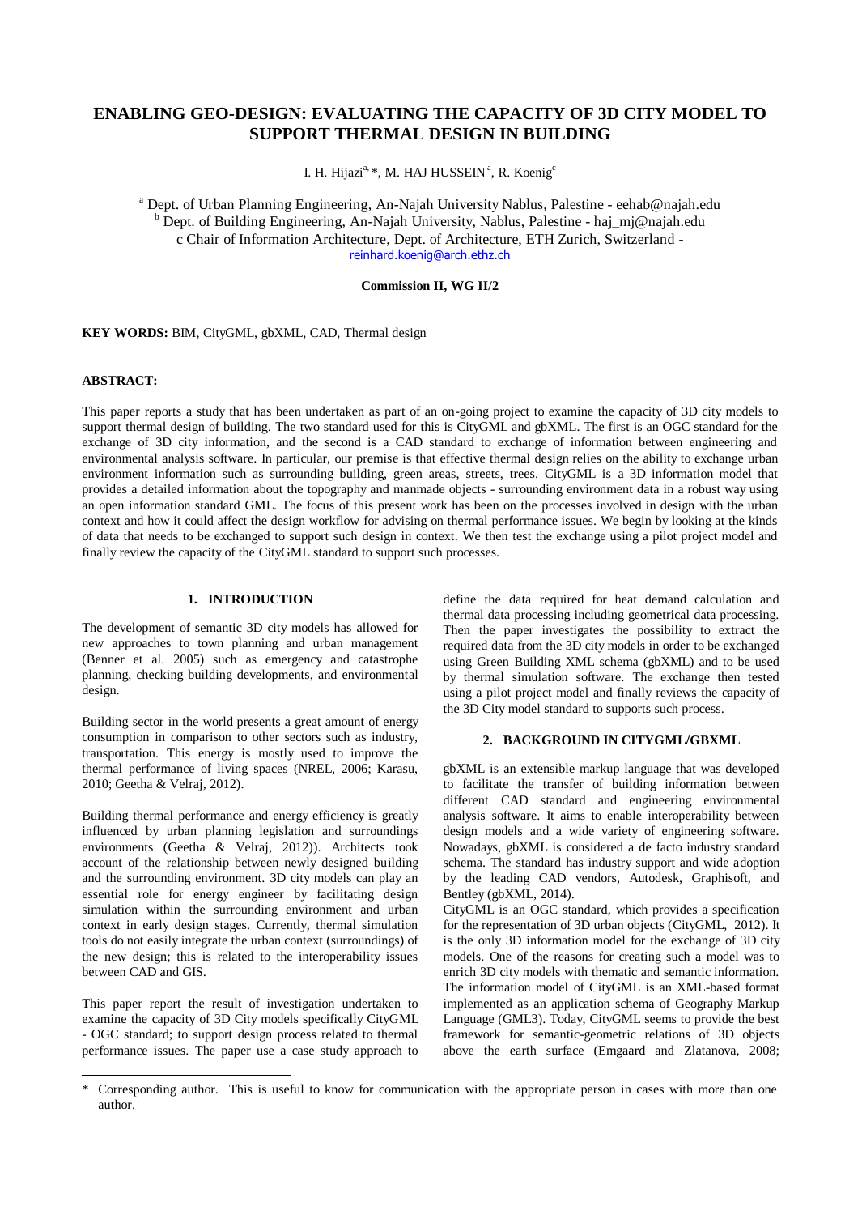# ENABLING GEO-DESIGN: EVALUATING THE CAPACITY OF 3D CITY MODEL TO SUPPORT THERMAL DESIGN IN BUILDING

I. H. Hijazi[a, *], M. HAJ HUSSEIN[a], R. Koenig[c]

[a] Dept. of Urban Planning Engineering, An-Najah University Nablus, Palestine - eehab@najah.edu
[b] Dept. of Building Engineering, An-Najah University, Nablus, Palestine - haj_mj@najah.edu
c Chair of Information Architecture, Dept. of Architecture, ETH Zurich, Switzerland - reinhard.koenig@arch.ethz.ch

**Commission II, WG II/2**

**KEY WORDS:** BIM, CityGML, gbXML, CAD, Thermal design

**ABSTRACT:**

This paper reports a study that has been undertaken as part of an on-going project to examine the capacity of 3D city models to support thermal design of building. The two standard used for this is CityGML and gbXML. The first is an OGC standard for the exchange of 3D city information, and the second is a CAD standard to exchange of information between engineering and environmental analysis software. In particular, our premise is that effective thermal design relies on the ability to exchange urban environment information such as surrounding building, green areas, streets, trees. CityGML is a 3D information model that provides a detailed information about the topography and manmade objects - surrounding environment data in a robust way using an open information standard GML. The focus of this present work has been on the processes involved in design with the urban context and how it could affect the design workflow for advising on thermal performance issues. We begin by looking at the kinds of data that needs to be exchanged to support such design in context. We then test the exchange using a pilot project model and finally review the capacity of the CityGML standard to support such processes.

## 1. INTRODUCTION

The development of semantic 3D city models has allowed for new approaches to town planning and urban management (Benner et al. 2005) such as emergency and catastrophe planning, checking building developments, and environmental design.

Building sector in the world presents a great amount of energy consumption in comparison to other sectors such as industry, transportation. This energy is mostly used to improve the thermal performance of living spaces (NREL, 2006; Karasu, 2010; Geetha & Velraj, 2012).

Building thermal performance and energy efficiency is greatly influenced by urban planning legislation and surroundings environments (Geetha & Velraj, 2012)). Architects took account of the relationship between newly designed building and the surrounding environment. 3D city models can play an essential role for energy engineer by facilitating design simulation within the surrounding environment and urban context in early design stages. Currently, thermal simulation tools do not easily integrate the urban context (surroundings) of the new design; this is related to the interoperability issues between CAD and GIS.

This paper report the result of investigation undertaken to examine the capacity of 3D City models specifically CityGML - OGC standard; to support design process related to thermal performance issues. The paper use a case study approach to define the data required for heat demand calculation and thermal data processing including geometrical data processing. Then the paper investigates the possibility to extract the required data from the 3D city models in order to be exchanged using Green Building XML schema (gbXML) and to be used by thermal simulation software. The exchange then tested using a pilot project model and finally reviews the capacity of the 3D City model standard to supports such process.

## 2. BACKGROUND IN CITYGML/GBXML

gbXML is an extensible markup language that was developed to facilitate the transfer of building information between different CAD standard and engineering environmental analysis software. It aims to enable interoperability between design models and a wide variety of engineering software. Nowadays, gbXML is considered a de facto industry standard schema. The standard has industry support and wide adoption by the leading CAD vendors, Autodesk, Graphisoft, and Bentley (gbXML, 2014).

CityGML is an OGC standard, which provides a specification for the representation of 3D urban objects (CityGML, 2012). It is the only 3D information model for the exchange of 3D city models. One of the reasons for creating such a model was to enrich 3D city models with thematic and semantic information. The information model of CityGML is an XML-based format implemented as an application schema of Geography Markup Language (GML3). Today, CityGML seems to provide the best framework for semantic-geometric relations of 3D objects above the earth surface (Emgaard and Zlatanova, 2008;

\* Corresponding author. This is useful to know for communication with the appropriate person in cases with more than one author.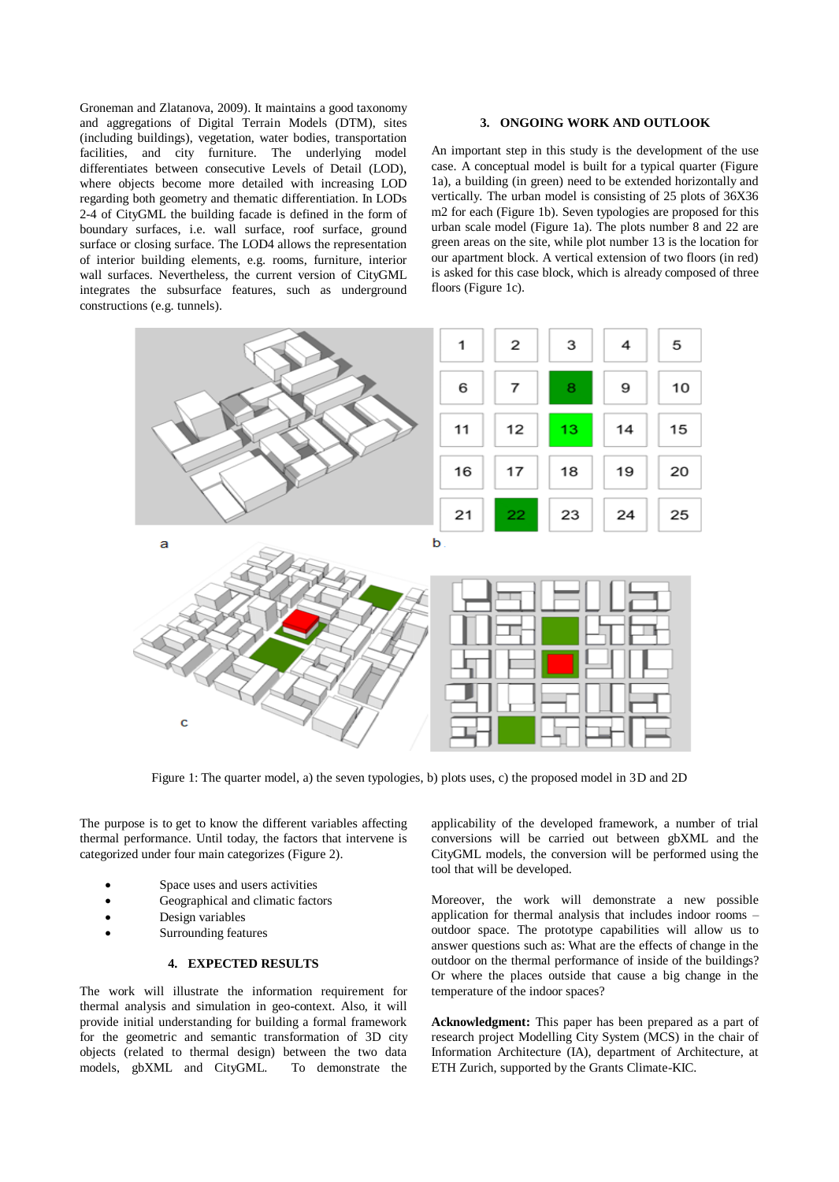Groneman and Zlatanova, 2009). It maintains a good taxonomy and aggregations of Digital Terrain Models (DTM), sites (including buildings), vegetation, water bodies, transportation facilities, and city furniture. The underlying model differentiates between consecutive Levels of Detail (LOD), where objects become more detailed with increasing LOD regarding both geometry and thematic differentiation. In LODs 2-4 of CityGML the building facade is defined in the form of boundary surfaces, i.e. wall surface, roof surface, ground surface or closing surface. The LOD4 allows the representation of interior building elements, e.g. rooms, furniture, interior wall surfaces. Nevertheless, the current version of CityGML integrates the subsurface features, such as underground constructions (e.g. tunnels).

## 3. ONGOING WORK AND OUTLOOK

An important step in this study is the development of the use case. A conceptual model is built for a typical quarter (Figure 1a), a building (in green) need to be extended horizontally and vertically. The urban model is consisting of 25 plots of 36X36 m2 for each (Figure 1b). Seven typologies are proposed for this urban scale model (Figure 1a). The plots number 8 and 22 are green areas on the site, while plot number 13 is the location for our apartment block. A vertical extension of two floors (in red) is asked for this case block, which is already composed of three floors (Figure 1c).

Figure 1: The quarter model, a) the seven typologies, b) plots uses, c) the proposed model in 3D and 2D

The purpose is to get to know the different variables affecting thermal performance. Until today, the factors that intervene is categorized under four main categorizes (Figure 2).

- Space uses and users activities
- Geographical and climatic factors
- Design variables
- Surrounding features

## 4. EXPECTED RESULTS

The work will illustrate the information requirement for thermal analysis and simulation in geo-context. Also, it will provide initial understanding for building a formal framework for the geometric and semantic transformation of 3D city objects (related to thermal design) between the two data models, gbXML and CityGML. To demonstrate the applicability of the developed framework, a number of trial conversions will be carried out between gbXML and the CityGML models, the conversion will be performed using the tool that will be developed.

Moreover, the work will demonstrate a new possible application for thermal analysis that includes indoor rooms – outdoor space. The prototype capabilities will allow us to answer questions such as: What are the effects of change in the outdoor on the thermal performance of inside of the buildings? Or where the places outside that cause a big change in the temperature of the indoor spaces?

**Acknowledgment:** This paper has been prepared as a part of research project Modelling City System (MCS) in the chair of Information Architecture (IA), department of Architecture, at ETH Zurich, supported by the Grants Climate-KIC.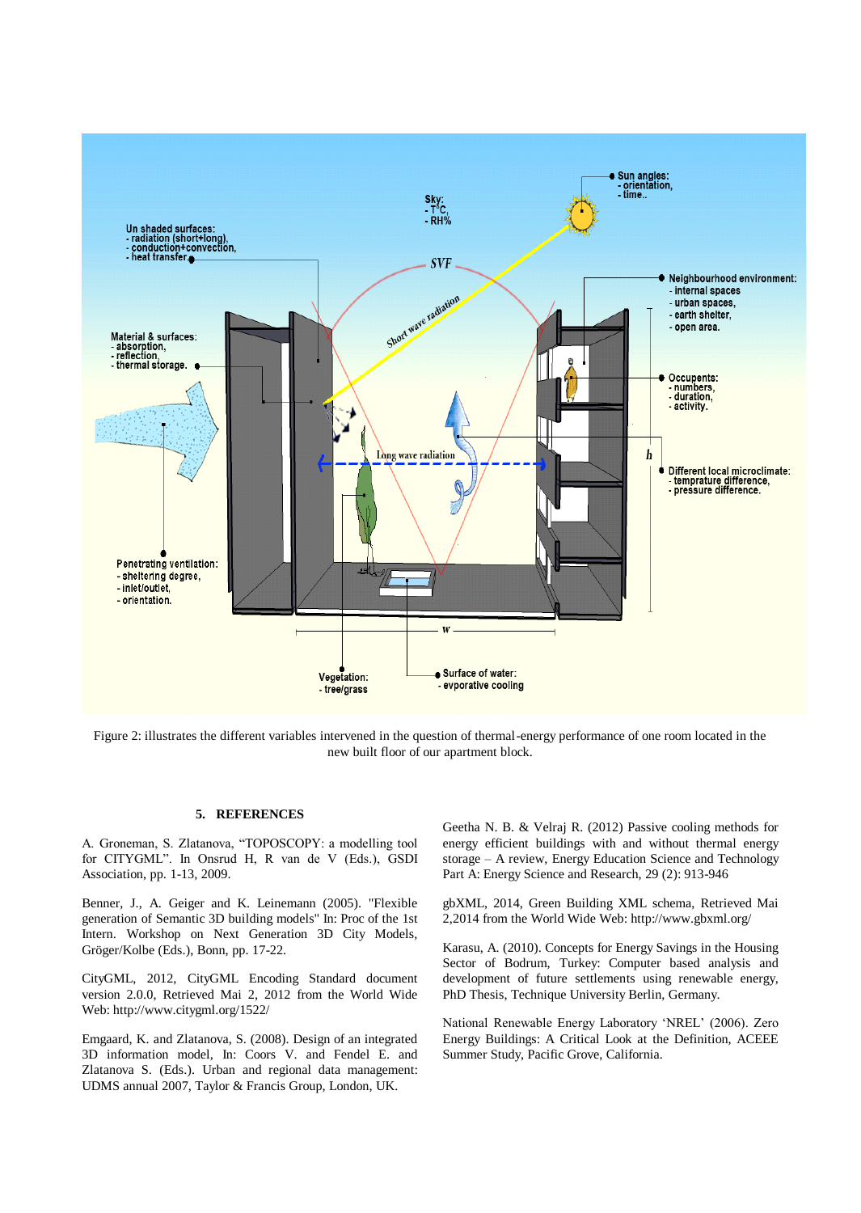Figure 2: illustrates the different variables intervened in the question of thermal-energy performance of one room located in the new built floor of our apartment block.

## 5. REFERENCES

A. Groneman, S. Zlatanova, "TOPOSCOPY: a modelling tool for CITYGML". In Onsrud H, R van de V (Eds.), GSDI Association, pp. 1-13, 2009.

Benner, J., A. Geiger and K. Leinemann (2005). "Flexible generation of Semantic 3D building models" In: Proc of the 1st Intern. Workshop on Next Generation 3D City Models, Gröger/Kolbe (Eds.), Bonn, pp. 17-22.

CityGML, 2012, CityGML Encoding Standard document version 2.0.0, Retrieved Mai 2, 2012 from the World Wide Web: http://www.citygml.org/1522/

Emgaard, K. and Zlatanova, S. (2008). Design of an integrated 3D information model, In: Coors V. and Fendel E. and Zlatanova S. (Eds.). Urban and regional data management: UDMS annual 2007, Taylor & Francis Group, London, UK.

Geetha N. B. & Velraj R. (2012) Passive cooling methods for energy efficient buildings with and without thermal energy storage – A review, Energy Education Science and Technology Part A: Energy Science and Research, 29 (2): 913-946

gbXML, 2014, Green Building XML schema, Retrieved Mai 2,2014 from the World Wide Web: http://www.gbxml.org/

Karasu, A. (2010). Concepts for Energy Savings in the Housing Sector of Bodrum, Turkey: Computer based analysis and development of future settlements using renewable energy, PhD Thesis, Technique University Berlin, Germany.

National Renewable Energy Laboratory 'NREL' (2006). Zero Energy Buildings: A Critical Look at the Definition, ACEEE Summer Study, Pacific Grove, California.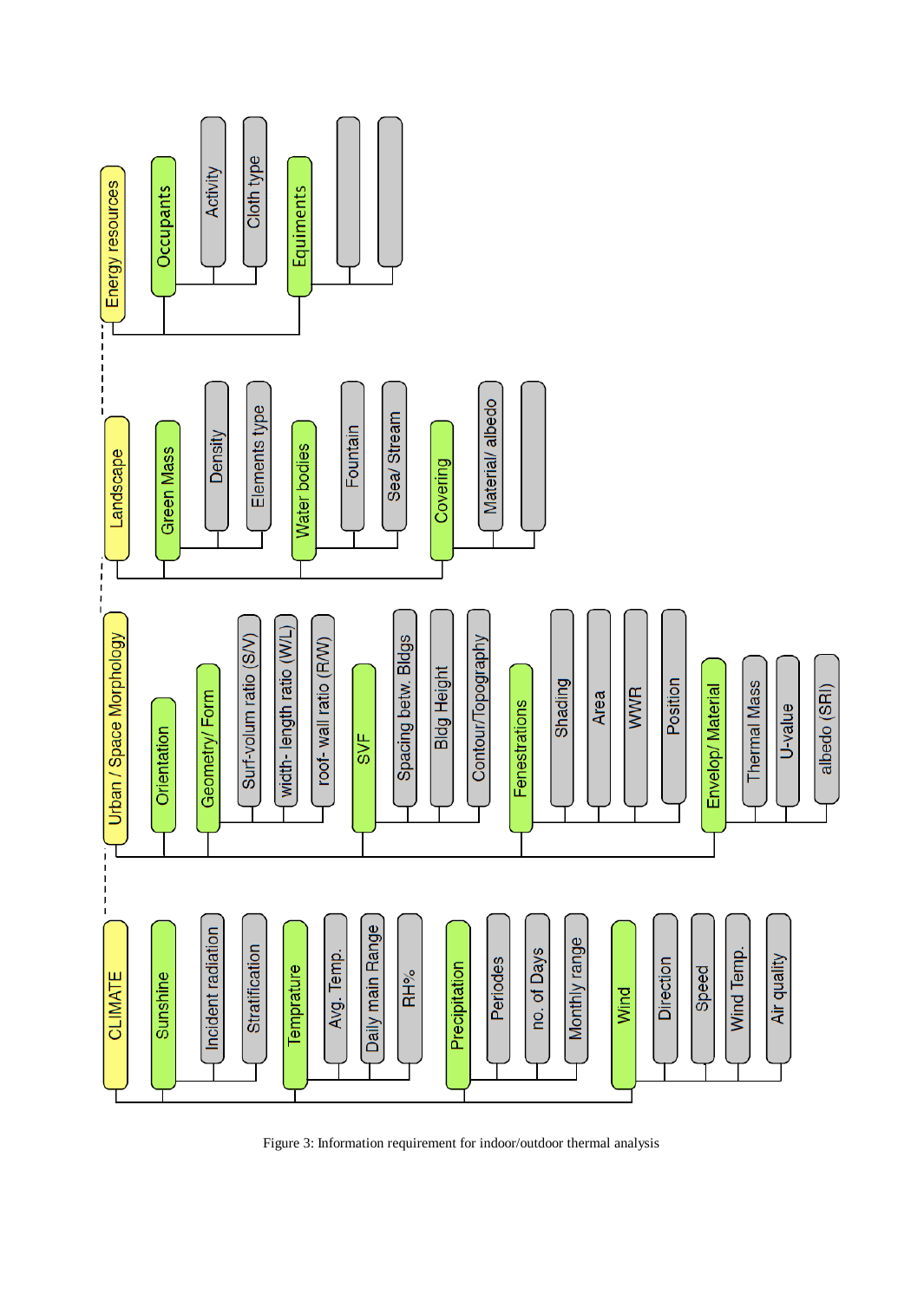CLIMATE

Sunshine

Incident radiation

Stratification

Temprature

Avg. Temp.

Daily main Range

RH%

Precipitation

Periodes

no. of Days

Monthly range

Wind

Direction

Speed

Wind Temp.

Air quality

Urban / Space Morphology

Orientation

Geometry/ Form

Surf-volum ratio (S/V)

width- length ratio (W/L)

roof- wall ratio (R/W)

SVF

Spacing betw. Bldgs

Bldg Height

Contour/Topography

Fenestrations

Shading

Area

WWR

Position

Envelop/ Material

Thermal Mass

U-value

albedo (SRI)

Landscape

Green Mass

Density

Elements type

Water bodies

Fountain

Sea/ Stream

Covering

Material/ albedo

Energy resources

Occupants

Activity

Cloth type

Equiments

Figure 3: Information requirement for indoor/outdoor thermal analysis